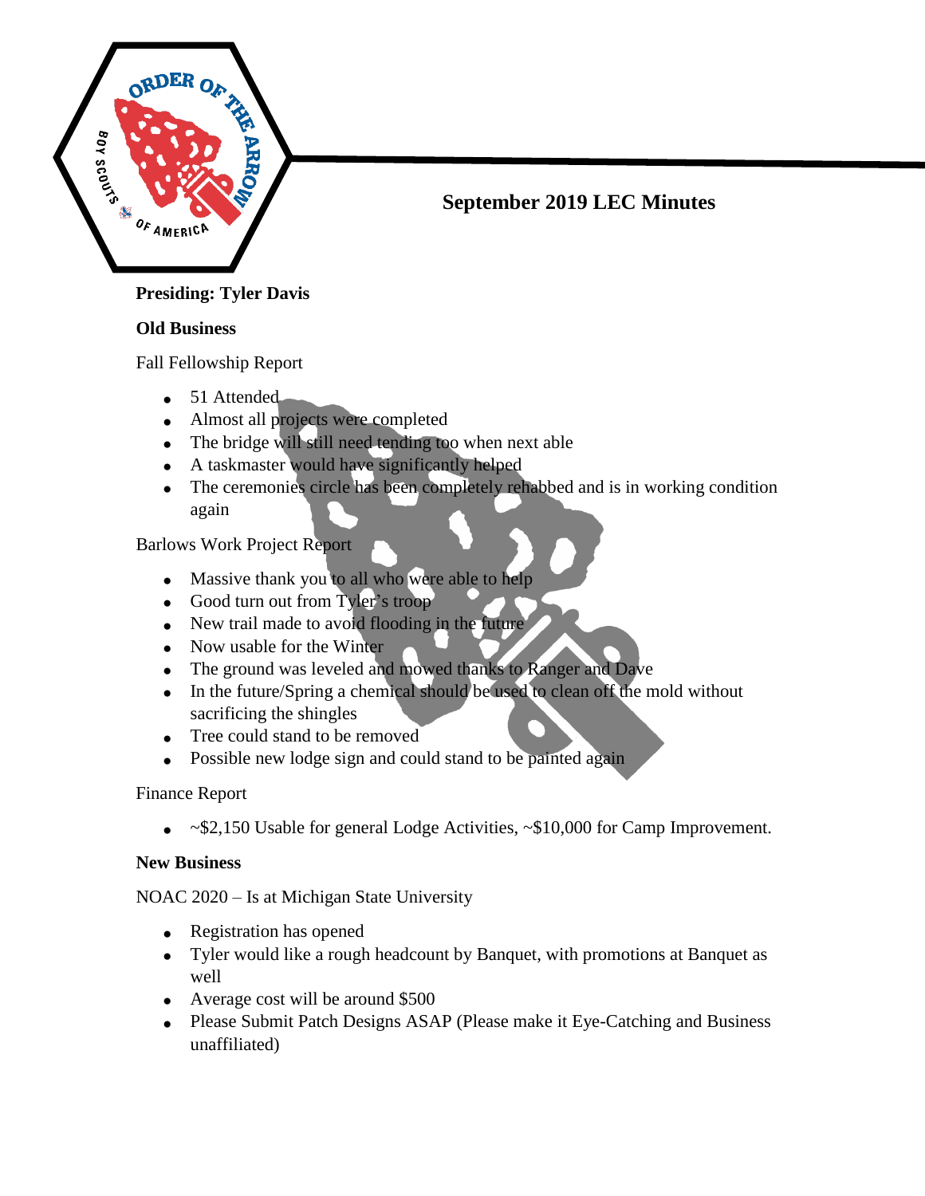# September 2019 LEC Minutes

**Presiding: Tyler Davis**

**Old Business**

Fall Fellowship Report

- 51 Attended
- Almost all projects were completed
- The bridge will still need tending too when next able
- A taskmaster would have significantly helped
- The ceremonies circle has been completely rehabbed and is in working condition again

Barlows Work Project Report

- Massive thank you to all who were able to help
- Good turn out from Tyler's troop
- New trail made to avoid flooding in the future
- Now usable for the Winter
- The ground was leveled and mowed thanks to Ranger and Dave
- In the future/Spring a chemical should be used to clean off the mold without sacrificing the shingles
- Tree could stand to be removed
- Possible new lodge sign and could stand to be painted again

Finance Report

- ~$2,150 Usable for general Lodge Activities, ~$10,000 for Camp Improvement.

**New Business**

NOAC 2020 – Is at Michigan State University

- Registration has opened
- Tyler would like a rough headcount by Banquet, with promotions at Banquet as well
- Average cost will be around $500
- Please Submit Patch Designs ASAP (Please make it Eye-Catching and Business unaffiliated)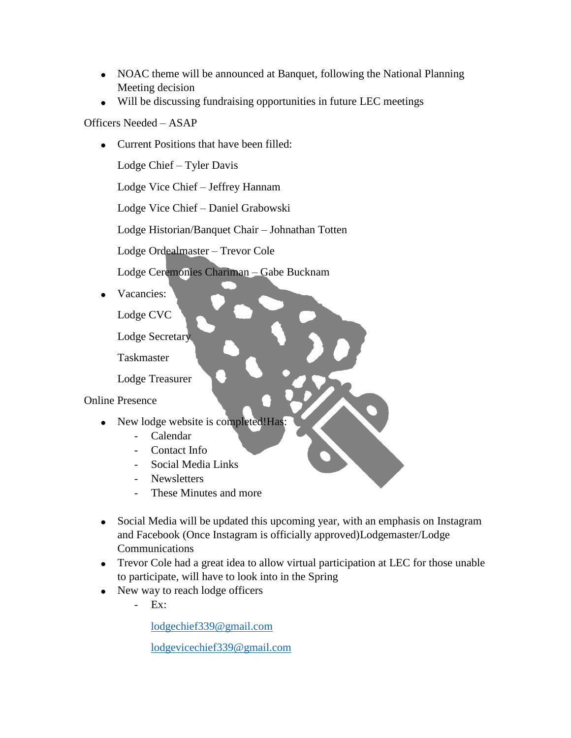- NOAC theme will be announced at Banquet, following the National Planning Meeting decision
- Will be discussing fundraising opportunities in future LEC meetings

Officers Needed – ASAP

- Current Positions that have been filled:

  Lodge Chief – Tyler Davis

  Lodge Vice Chief – Jeffrey Hannam

  Lodge Vice Chief – Daniel Grabowski

  Lodge Historian/Banquet Chair – Johnathan Totten

  Lodge Ordealmaster – Trevor Cole

  Lodge Ceremonies Chariman – Gabe Bucknam

- Vacancies:

  Lodge CVC

  Lodge Secretary

  Taskmaster

  Lodge Treasurer

Online Presence

- New lodge website is completed!Has:
  - Calendar
  - Contact Info
  - Social Media Links
  - Newsletters
  - These Minutes and more

- Social Media will be updated this upcoming year, with an emphasis on Instagram and Facebook (Once Instagram is officially approved)Lodgemaster/Lodge Communications
- Trevor Cole had a great idea to allow virtual participation at LEC for those unable to participate, will have to look into in the Spring
- New way to reach lodge officers
  - Ex:

    lodgechief339@gmail.com

    lodgevicechief339@gmail.com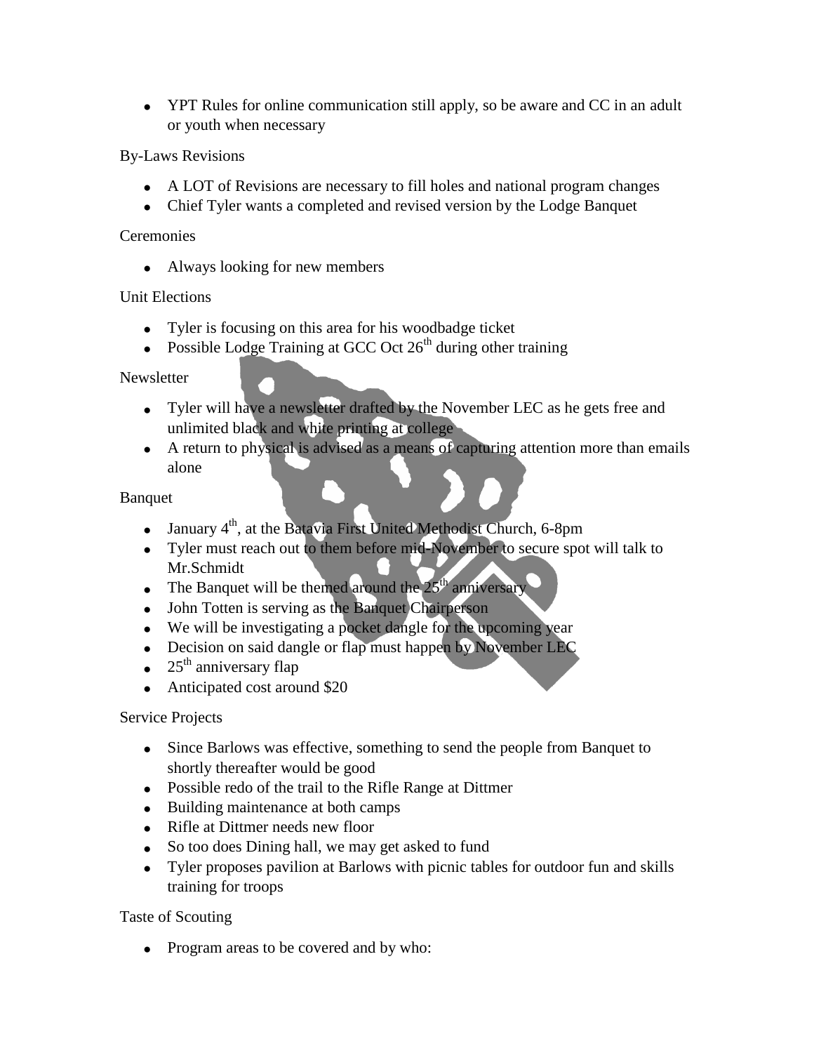- YPT Rules for online communication still apply, so be aware and CC in an adult or youth when necessary

By-Laws Revisions

- A LOT of Revisions are necessary to fill holes and national program changes
- Chief Tyler wants a completed and revised version by the Lodge Banquet

Ceremonies

- Always looking for new members

Unit Elections

- Tyler is focusing on this area for his woodbadge ticket
- Possible Lodge Training at GCC Oct 26th during other training

Newsletter

- Tyler will have a newsletter drafted by the November LEC as he gets free and unlimited black and white printing at college
- A return to physical is advised as a means of capturing attention more than emails alone

Banquet

- January 4th, at the Batavia First United Methodist Church, 6-8pm
- Tyler must reach out to them before mid-November to secure spot will talk to Mr.Schmidt
- The Banquet will be themed around the 25th anniversary
- John Totten is serving as the Banquet Chairperson
- We will be investigating a pocket dangle for the upcoming year
- Decision on said dangle or flap must happen by November LEC
- 25th anniversary flap
- Anticipated cost around $20

Service Projects

- Since Barlows was effective, something to send the people from Banquet to shortly thereafter would be good
- Possible redo of the trail to the Rifle Range at Dittmer
- Building maintenance at both camps
- Rifle at Dittmer needs new floor
- So too does Dining hall, we may get asked to fund
- Tyler proposes pavilion at Barlows with picnic tables for outdoor fun and skills training for troops

Taste of Scouting

- Program areas to be covered and by who: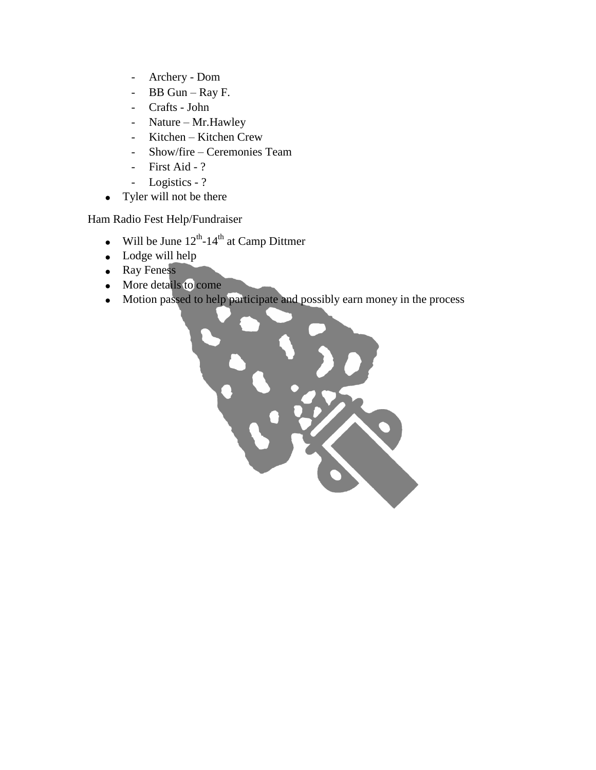- Archery - Dom
- BB Gun – Ray F.
- Crafts - John
- Nature – Mr.Hawley
- Kitchen – Kitchen Crew
- Show/fire – Ceremonies Team
- First Aid - ?
- Logistics - ?

- Tyler will not be there

Ham Radio Fest Help/Fundraiser

- Will be June 12th-14th at Camp Dittmer
- Lodge will help
- Ray Feness
- More details to come
- Motion passed to help participate and possibly earn money in the process